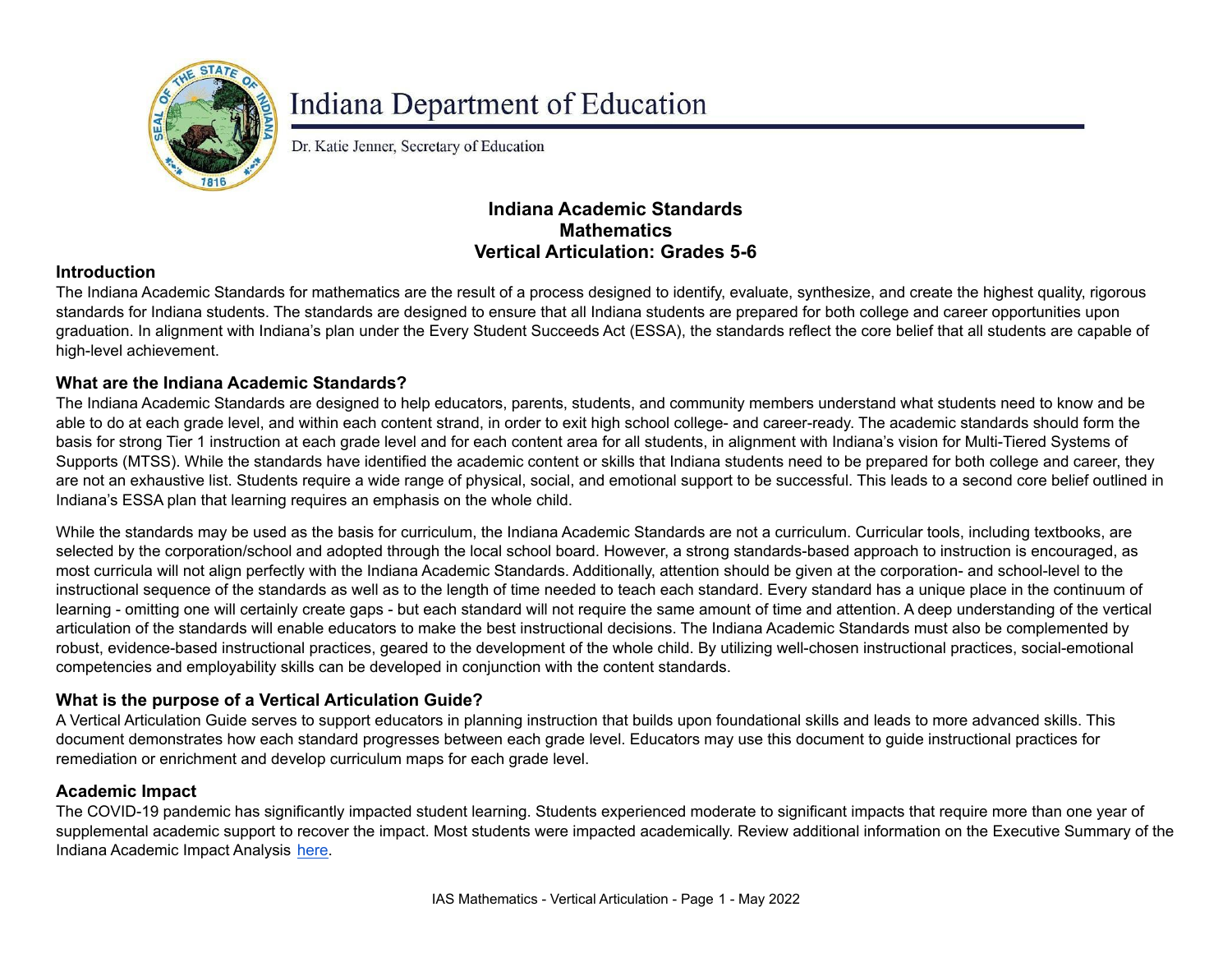Indiana Department of Education

Dr. Katie Jenner, Secretary of Education

# Indiana Academic Standards
# Mathematics
# Vertical Articulation: Grades 5-6

## Introduction

The Indiana Academic Standards for mathematics are the result of a process designed to identify, evaluate, synthesize, and create the highest quality, rigorous standards for Indiana students. The standards are designed to ensure that all Indiana students are prepared for both college and career opportunities upon graduation. In alignment with Indiana's plan under the Every Student Succeeds Act (ESSA), the standards reflect the core belief that all students are capable of high-level achievement.

## What are the Indiana Academic Standards?

The Indiana Academic Standards are designed to help educators, parents, students, and community members understand what students need to know and be able to do at each grade level, and within each content strand, in order to exit high school college- and career-ready. The academic standards should form the basis for strong Tier 1 instruction at each grade level and for each content area for all students, in alignment with Indiana's vision for Multi-Tiered Systems of Supports (MTSS). While the standards have identified the academic content or skills that Indiana students need to be prepared for both college and career, they are not an exhaustive list. Students require a wide range of physical, social, and emotional support to be successful. This leads to a second core belief outlined in Indiana's ESSA plan that learning requires an emphasis on the whole child.

While the standards may be used as the basis for curriculum, the Indiana Academic Standards are not a curriculum. Curricular tools, including textbooks, are selected by the corporation/school and adopted through the local school board. However, a strong standards-based approach to instruction is encouraged, as most curricula will not align perfectly with the Indiana Academic Standards. Additionally, attention should be given at the corporation- and school-level to the instructional sequence of the standards as well as to the length of time needed to teach each standard. Every standard has a unique place in the continuum of learning - omitting one will certainly create gaps - but each standard will not require the same amount of time and attention. A deep understanding of the vertical articulation of the standards will enable educators to make the best instructional decisions. The Indiana Academic Standards must also be complemented by robust, evidence-based instructional practices, geared to the development of the whole child. By utilizing well-chosen instructional practices, social-emotional competencies and employability skills can be developed in conjunction with the content standards.

## What is the purpose of a Vertical Articulation Guide?

A Vertical Articulation Guide serves to support educators in planning instruction that builds upon foundational skills and leads to more advanced skills. This document demonstrates how each standard progresses between each grade level. Educators may use this document to guide instructional practices for remediation or enrichment and develop curriculum maps for each grade level.

## Academic Impact

The COVID-19 pandemic has significantly impacted student learning. Students experienced moderate to significant impacts that require more than one year of supplemental academic support to recover the impact. Most students were impacted academically. Review additional information on the Executive Summary of the Indiana Academic Impact Analysis here.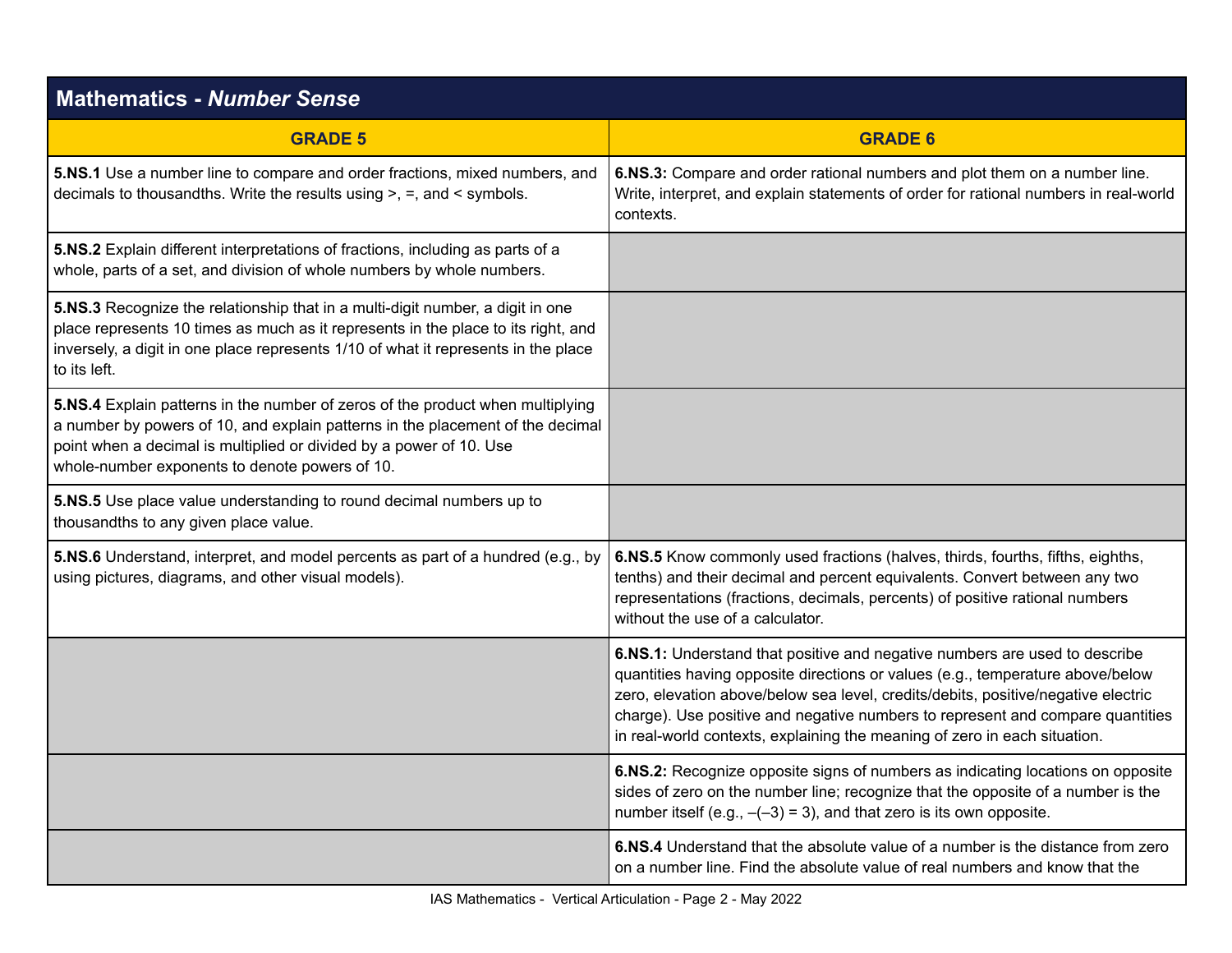## Mathematics - *Number Sense*

| GRADE 5 | GRADE 6 |
|---|---|
| **5.NS.1** Use a number line to compare and order fractions, mixed numbers, and decimals to thousandths. Write the results using >, =, and < symbols. | **6.NS.3:** Compare and order rational numbers and plot them on a number line. Write, interpret, and explain statements of order for rational numbers in real-world contexts. |
| **5.NS.2** Explain different interpretations of fractions, including as parts of a whole, parts of a set, and division of whole numbers by whole numbers. | |
| **5.NS.3** Recognize the relationship that in a multi-digit number, a digit in one place represents 10 times as much as it represents in the place to its right, and inversely, a digit in one place represents 1/10 of what it represents in the place to its left. | |
| **5.NS.4** Explain patterns in the number of zeros of the product when multiplying a number by powers of 10, and explain patterns in the placement of the decimal point when a decimal is multiplied or divided by a power of 10. Use whole-number exponents to denote powers of 10. | |
| **5.NS.5** Use place value understanding to round decimal numbers up to thousandths to any given place value. | |
| **5.NS.6** Understand, interpret, and model percents as part of a hundred (e.g., by using pictures, diagrams, and other visual models). | **6.NS.5** Know commonly used fractions (halves, thirds, fourths, fifths, eighths, tenths) and their decimal and percent equivalents. Convert between any two representations (fractions, decimals, percents) of positive rational numbers without the use of a calculator. |
| | **6.NS.1:** Understand that positive and negative numbers are used to describe quantities having opposite directions or values (e.g., temperature above/below zero, elevation above/below sea level, credits/debits, positive/negative electric charge). Use positive and negative numbers to represent and compare quantities in real-world contexts, explaining the meaning of zero in each situation. |
| | **6.NS.2:** Recognize opposite signs of numbers as indicating locations on opposite sides of zero on the number line; recognize that the opposite of a number is the number itself (e.g., $-(-3) = 3$), and that zero is its own opposite. |
| | **6.NS.4** Understand that the absolute value of a number is the distance from zero on a number line. Find the absolute value of real numbers and know that the |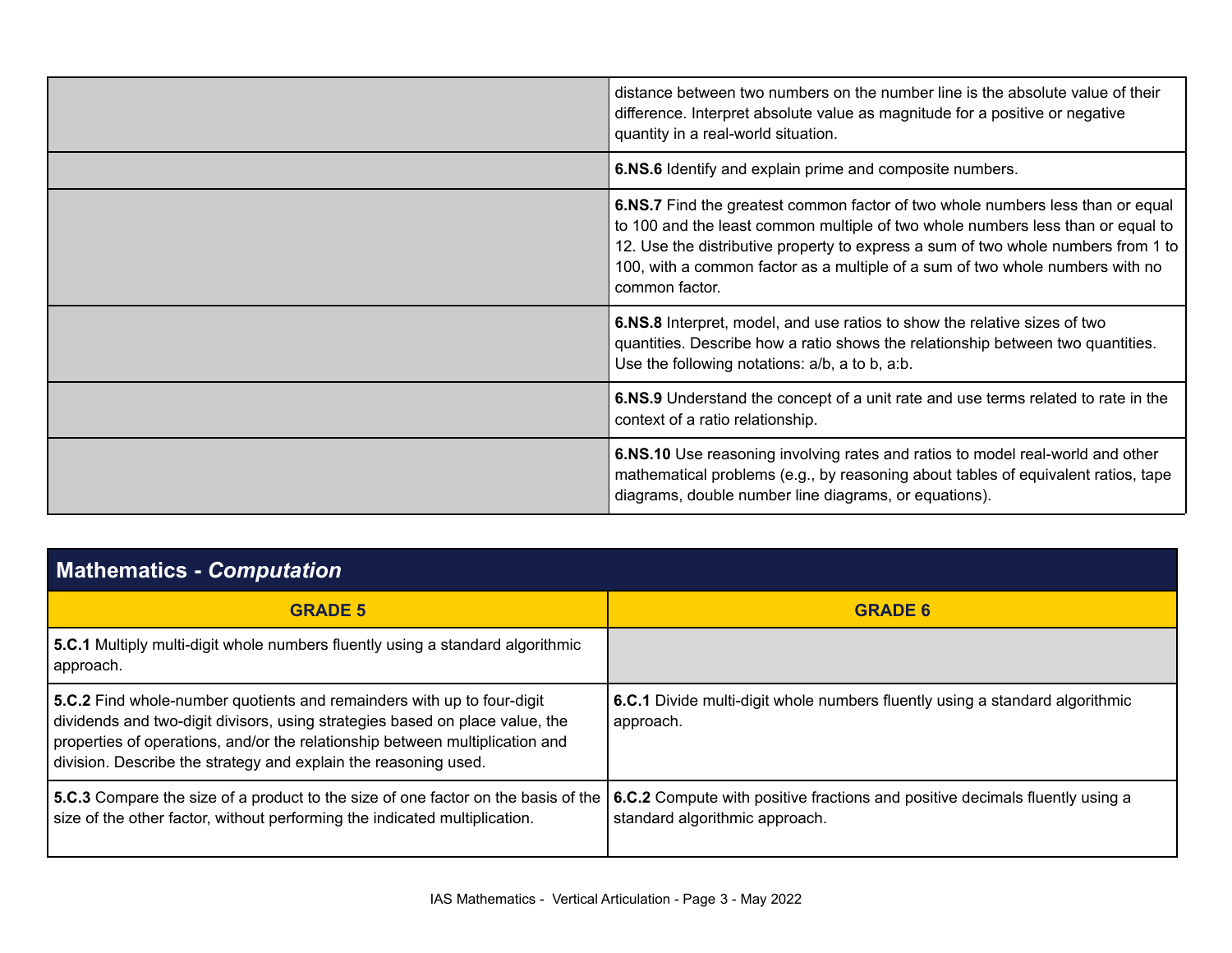| | |
|---|---|
| | distance between two numbers on the number line is the absolute value of their difference. Interpret absolute value as magnitude for a positive or negative quantity in a real-world situation. |
| | **6.NS.6** Identify and explain prime and composite numbers. |
| | **6.NS.7** Find the greatest common factor of two whole numbers less than or equal to 100 and the least common multiple of two whole numbers less than or equal to 12. Use the distributive property to express a sum of two whole numbers from 1 to 100, with a common factor as a multiple of a sum of two whole numbers with no common factor. |
| | **6.NS.8** Interpret, model, and use ratios to show the relative sizes of two quantities. Describe how a ratio shows the relationship between two quantities. Use the following notations: a/b, a to b, a:b. |
| | **6.NS.9** Understand the concept of a unit rate and use terms related to rate in the context of a ratio relationship. |
| | **6.NS.10** Use reasoning involving rates and ratios to model real-world and other mathematical problems (e.g., by reasoning about tables of equivalent ratios, tape diagrams, double number line diagrams, or equations). |

## Mathematics - *Computation*

| GRADE 5 | GRADE 6 |
|---|---|
| **5.C.1** Multiply multi-digit whole numbers fluently using a standard algorithmic approach. | |
| **5.C.2** Find whole-number quotients and remainders with up to four-digit dividends and two-digit divisors, using strategies based on place value, the properties of operations, and/or the relationship between multiplication and division. Describe the strategy and explain the reasoning used. | **6.C.1** Divide multi-digit whole numbers fluently using a standard algorithmic approach. |
| **5.C.3** Compare the size of a product to the size of one factor on the basis of the size of the other factor, without performing the indicated multiplication. | **6.C.2** Compute with positive fractions and positive decimals fluently using a standard algorithmic approach. |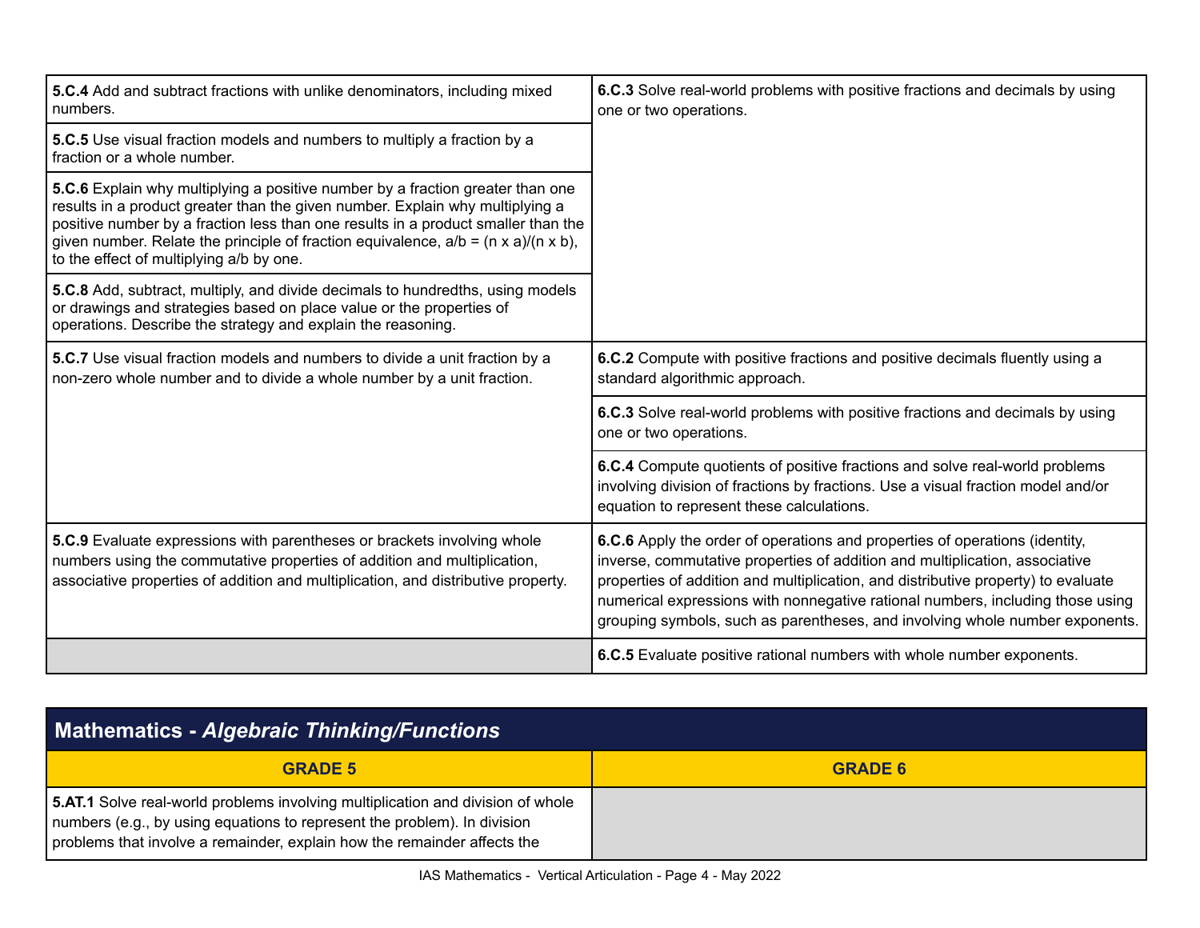| | |
|---|---|
| **5.C.4** Add and subtract fractions with unlike denominators, including mixed numbers. | **6.C.3** Solve real-world problems with positive fractions and decimals by using one or two operations. |
| **5.C.5** Use visual fraction models and numbers to multiply a fraction by a fraction or a whole number. | |
| **5.C.6** Explain why multiplying a positive number by a fraction greater than one results in a product greater than the given number. Explain why multiplying a positive number by a fraction less than one results in a product smaller than the given number. Relate the principle of fraction equivalence, a/b = (n x a)/(n x b), to the effect of multiplying a/b by one. | |
| **5.C.8** Add, subtract, multiply, and divide decimals to hundredths, using models or drawings and strategies based on place value or the properties of operations. Describe the strategy and explain the reasoning. | |
| **5.C.7** Use visual fraction models and numbers to divide a unit fraction by a non-zero whole number and to divide a whole number by a unit fraction. | **6.C.2** Compute with positive fractions and positive decimals fluently using a standard algorithmic approach. |
| | **6.C.3** Solve real-world problems with positive fractions and decimals by using one or two operations. |
| | **6.C.4** Compute quotients of positive fractions and solve real-world problems involving division of fractions by fractions. Use a visual fraction model and/or equation to represent these calculations. |
| **5.C.9** Evaluate expressions with parentheses or brackets involving whole numbers using the commutative properties of addition and multiplication, associative properties of addition and multiplication, and distributive property. | **6.C.6** Apply the order of operations and properties of operations (identity, inverse, commutative properties of addition and multiplication, associative properties of addition and multiplication, and distributive property) to evaluate numerical expressions with nonnegative rational numbers, including those using grouping symbols, such as parentheses, and involving whole number exponents. |
| | **6.C.5** Evaluate positive rational numbers with whole number exponents. |

## Mathematics - *Algebraic Thinking/Functions*

| GRADE 5 | GRADE 6 |
|---|---|
| **5.AT.1** Solve real-world problems involving multiplication and division of whole numbers (e.g., by using equations to represent the problem). In division problems that involve a remainder, explain how the remainder affects the | |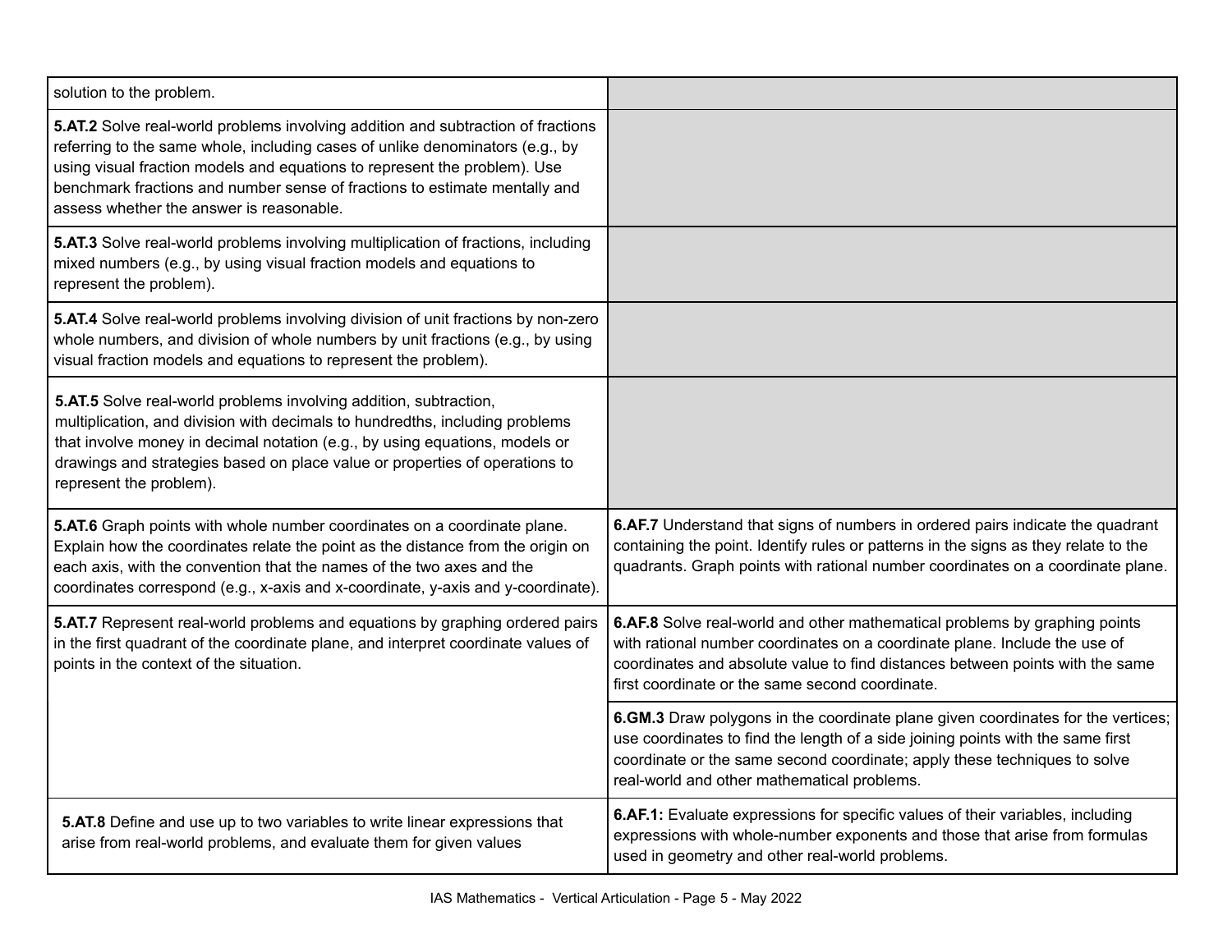| | |
|---|---|
| solution to the problem. | |
| **5.AT.2** Solve real-world problems involving addition and subtraction of fractions referring to the same whole, including cases of unlike denominators (e.g., by using visual fraction models and equations to represent the problem). Use benchmark fractions and number sense of fractions to estimate mentally and assess whether the answer is reasonable. | |
| **5.AT.3** Solve real-world problems involving multiplication of fractions, including mixed numbers (e.g., by using visual fraction models and equations to represent the problem). | |
| **5.AT.4** Solve real-world problems involving division of unit fractions by non-zero whole numbers, and division of whole numbers by unit fractions (e.g., by using visual fraction models and equations to represent the problem). | |
| **5.AT.5** Solve real-world problems involving addition, subtraction, multiplication, and division with decimals to hundredths, including problems that involve money in decimal notation (e.g., by using equations, models or drawings and strategies based on place value or properties of operations to represent the problem). | |
| **5.AT.6** Graph points with whole number coordinates on a coordinate plane. Explain how the coordinates relate the point as the distance from the origin on each axis, with the convention that the names of the two axes and the coordinates correspond (e.g., x-axis and x-coordinate, y-axis and y-coordinate). | **6.AF.7** Understand that signs of numbers in ordered pairs indicate the quadrant containing the point. Identify rules or patterns in the signs as they relate to the quadrants. Graph points with rational number coordinates on a coordinate plane. |
| **5.AT.7** Represent real-world problems and equations by graphing ordered pairs in the first quadrant of the coordinate plane, and interpret coordinate values of points in the context of the situation. | **6.AF.8** Solve real-world and other mathematical problems by graphing points with rational number coordinates on a coordinate plane. Include the use of coordinates and absolute value to find distances between points with the same first coordinate or the same second coordinate. |
| | **6.GM.3** Draw polygons in the coordinate plane given coordinates for the vertices; use coordinates to find the length of a side joining points with the same first coordinate or the same second coordinate; apply these techniques to solve real-world and other mathematical problems. |
| **5.AT.8** Define and use up to two variables to write linear expressions that arise from real-world problems, and evaluate them for given values | **6.AF.1:** Evaluate expressions for specific values of their variables, including expressions with whole-number exponents and those that arise from formulas used in geometry and other real-world problems. |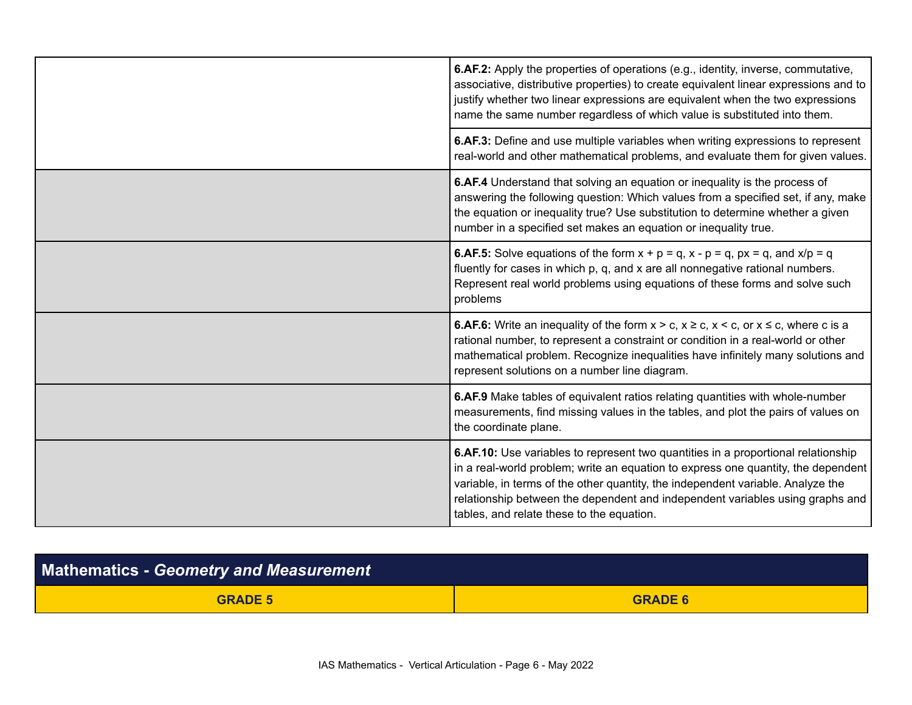| | |
|---|---|
| | **6.AF.2:** Apply the properties of operations (e.g., identity, inverse, commutative, associative, distributive properties) to create equivalent linear expressions and to justify whether two linear expressions are equivalent when the two expressions name the same number regardless of which value is substituted into them. |
| | **6.AF.3:** Define and use multiple variables when writing expressions to represent real-world and other mathematical problems, and evaluate them for given values. |
| | **6.AF.4** Understand that solving an equation or inequality is the process of answering the following question: Which values from a specified set, if any, make the equation or inequality true? Use substitution to determine whether a given number in a specified set makes an equation or inequality true. |
| | **6.AF.5:** Solve equations of the form $x + p = q$, $x - p = q$, $px = q$, and $x/p = q$ fluently for cases in which p, q, and x are all nonnegative rational numbers. Represent real world problems using equations of these forms and solve such problems |
| | **6.AF.6:** Write an inequality of the form $x > c$, $x \geq c$, $x < c$, or $x \leq c$, where c is a rational number, to represent a constraint or condition in a real-world or other mathematical problem. Recognize inequalities have infinitely many solutions and represent solutions on a number line diagram. |
| | **6.AF.9** Make tables of equivalent ratios relating quantities with whole-number measurements, find missing values in the tables, and plot the pairs of values on the coordinate plane. |
| | **6.AF.10:** Use variables to represent two quantities in a proportional relationship in a real-world problem; write an equation to express one quantity, the dependent variable, in terms of the other quantity, the independent variable. Analyze the relationship between the dependent and independent variables using graphs and tables, and relate these to the equation. |

## Mathematics - *Geometry and Measurement*

| GRADE 5 | GRADE 6 |
|---|---|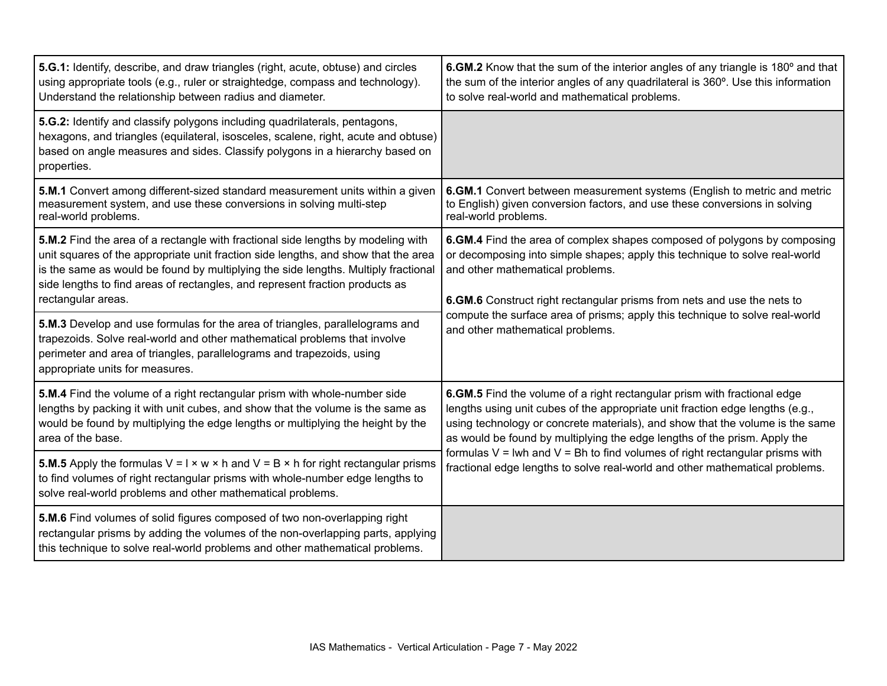| | |
|---|---|
| **5.G.1:** Identify, describe, and draw triangles (right, acute, obtuse) and circles using appropriate tools (e.g., ruler or straightedge, compass and technology). Understand the relationship between radius and diameter. | **6.GM.2** Know that the sum of the interior angles of any triangle is 180º and that the sum of the interior angles of any quadrilateral is 360º. Use this information to solve real-world and mathematical problems. |
| **5.G.2:** Identify and classify polygons including quadrilaterals, pentagons, hexagons, and triangles (equilateral, isosceles, scalene, right, acute and obtuse) based on angle measures and sides. Classify polygons in a hierarchy based on properties. | |
| **5.M.1** Convert among different-sized standard measurement units within a given measurement system, and use these conversions in solving multi-step real-world problems. | **6.GM.1** Convert between measurement systems (English to metric and metric to English) given conversion factors, and use these conversions in solving real-world problems. |
| **5.M.2** Find the area of a rectangle with fractional side lengths by modeling with unit squares of the appropriate unit fraction side lengths, and show that the area is the same as would be found by multiplying the side lengths. Multiply fractional side lengths to find areas of rectangles, and represent fraction products as rectangular areas. | **6.GM.4** Find the area of complex shapes composed of polygons by composing or decomposing into simple shapes; apply this technique to solve real-world and other mathematical problems.<br><br>**6.GM.6** Construct right rectangular prisms from nets and use the nets to compute the surface area of prisms; apply this technique to solve real-world and other mathematical problems. |
| **5.M.3** Develop and use formulas for the area of triangles, parallelograms and trapezoids. Solve real-world and other mathematical problems that involve perimeter and area of triangles, parallelograms and trapezoids, using appropriate units for measures. | |
| **5.M.4** Find the volume of a right rectangular prism with whole-number side lengths by packing it with unit cubes, and show that the volume is the same as would be found by multiplying the edge lengths or multiplying the height by the area of the base. | **6.GM.5** Find the volume of a right rectangular prism with fractional edge lengths using unit cubes of the appropriate unit fraction edge lengths (e.g., using technology or concrete materials), and show that the volume is the same as would be found by multiplying the edge lengths of the prism. Apply the formulas $V = lwh$ and $V = Bh$ to find volumes of right rectangular prisms with fractional edge lengths to solve real-world and other mathematical problems. |
| **5.M.5** Apply the formulas $V = l \times w \times h$ and $V = B \times h$ for right rectangular prisms to find volumes of right rectangular prisms with whole-number edge lengths to solve real-world problems and other mathematical problems. | |
| **5.M.6** Find volumes of solid figures composed of two non-overlapping right rectangular prisms by adding the volumes of the non-overlapping parts, applying this technique to solve real-world problems and other mathematical problems. | |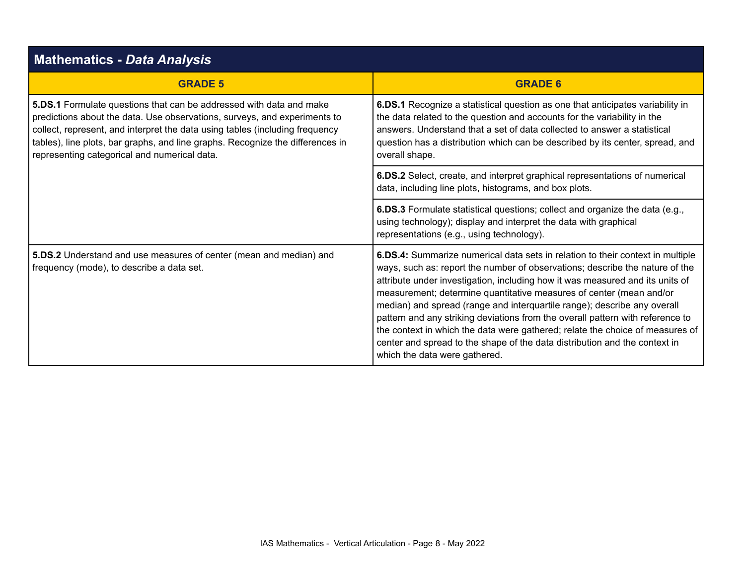## Mathematics - *Data Analysis*

| GRADE 5 | GRADE 6 |
| --- | --- |
| **5.DS.1** Formulate questions that can be addressed with data and make predictions about the data. Use observations, surveys, and experiments to collect, represent, and interpret the data using tables (including frequency tables), line plots, bar graphs, and line graphs. Recognize the differences in representing categorical and numerical data. | **6.DS.1** Recognize a statistical question as one that anticipates variability in the data related to the question and accounts for the variability in the answers. Understand that a set of data collected to answer a statistical question has a distribution which can be described by its center, spread, and overall shape. |
| | **6.DS.2** Select, create, and interpret graphical representations of numerical data, including line plots, histograms, and box plots. |
| | **6.DS.3** Formulate statistical questions; collect and organize the data (e.g., using technology); display and interpret the data with graphical representations (e.g., using technology). |
| **5.DS.2** Understand and use measures of center (mean and median) and frequency (mode), to describe a data set. | **6.DS.4:** Summarize numerical data sets in relation to their context in multiple ways, such as: report the number of observations; describe the nature of the attribute under investigation, including how it was measured and its units of measurement; determine quantitative measures of center (mean and/or median) and spread (range and interquartile range); describe any overall pattern and any striking deviations from the overall pattern with reference to the context in which the data were gathered; relate the choice of measures of center and spread to the shape of the data distribution and the context in which the data were gathered. |